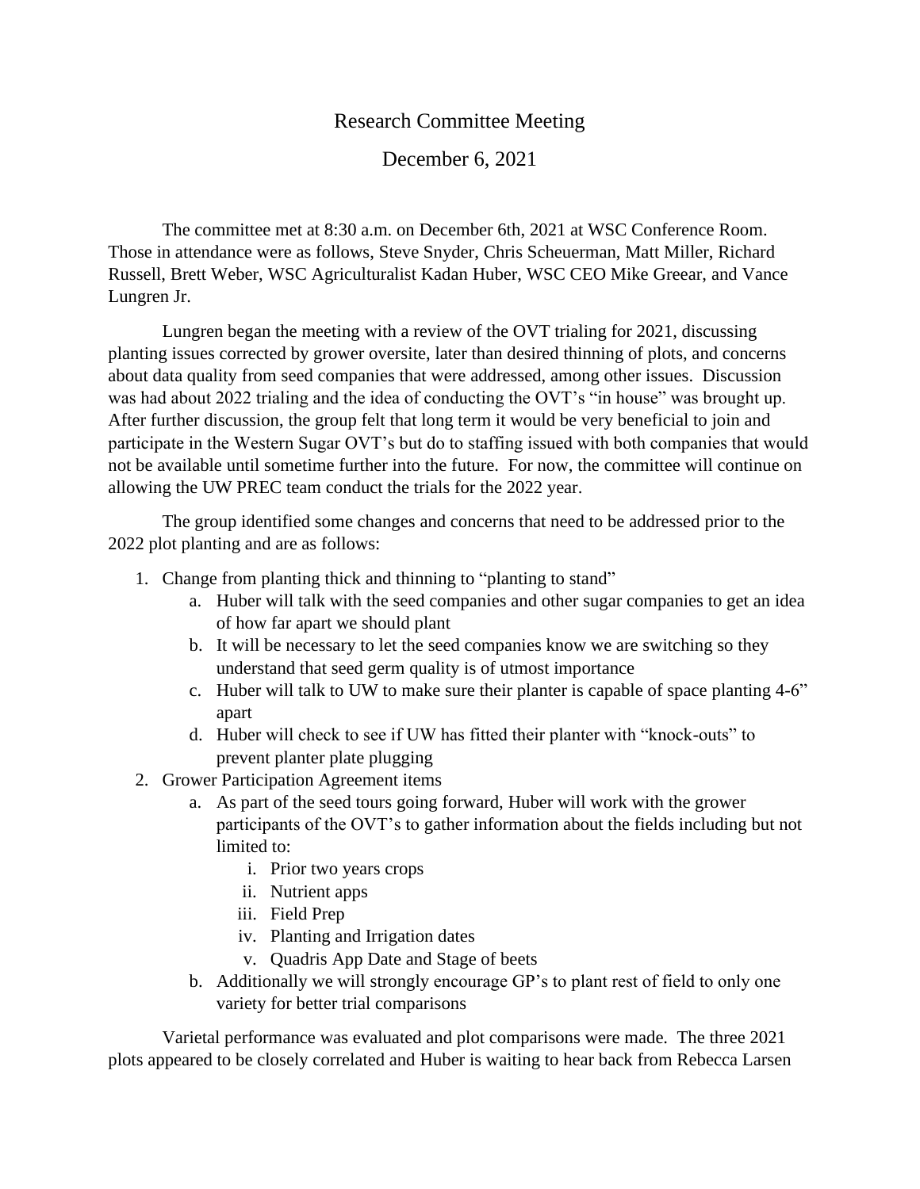# Research Committee Meeting

## December 6, 2021

The committee met at 8:30 a.m. on December 6th, 2021 at WSC Conference Room. Those in attendance were as follows, Steve Snyder, Chris Scheuerman, Matt Miller, Richard Russell, Brett Weber, WSC Agriculturalist Kadan Huber, WSC CEO Mike Greear, and Vance Lungren Jr.

Lungren began the meeting with a review of the OVT trialing for 2021, discussing planting issues corrected by grower oversite, later than desired thinning of plots, and concerns about data quality from seed companies that were addressed, among other issues. Discussion was had about 2022 trialing and the idea of conducting the OVT's "in house" was brought up. After further discussion, the group felt that long term it would be very beneficial to join and participate in the Western Sugar OVT's but do to staffing issued with both companies that would not be available until sometime further into the future. For now, the committee will continue on allowing the UW PREC team conduct the trials for the 2022 year.

The group identified some changes and concerns that need to be addressed prior to the 2022 plot planting and are as follows:

1. Change from planting thick and thinning to "planting to stand"
    a. Huber will talk with the seed companies and other sugar companies to get an idea of how far apart we should plant
    b. It will be necessary to let the seed companies know we are switching so they understand that seed germ quality is of utmost importance
    c. Huber will talk to UW to make sure their planter is capable of space planting 4-6" apart
    d. Huber will check to see if UW has fitted their planter with "knock-outs" to prevent planter plate plugging
2. Grower Participation Agreement items
    a. As part of the seed tours going forward, Huber will work with the grower participants of the OVT's to gather information about the fields including but not limited to:
        i. Prior two years crops
        ii. Nutrient apps
        iii. Field Prep
        iv. Planting and Irrigation dates
        v. Quadris App Date and Stage of beets
    b. Additionally we will strongly encourage GP's to plant rest of field to only one variety for better trial comparisons

Varietal performance was evaluated and plot comparisons were made. The three 2021 plots appeared to be closely correlated and Huber is waiting to hear back from Rebecca Larsen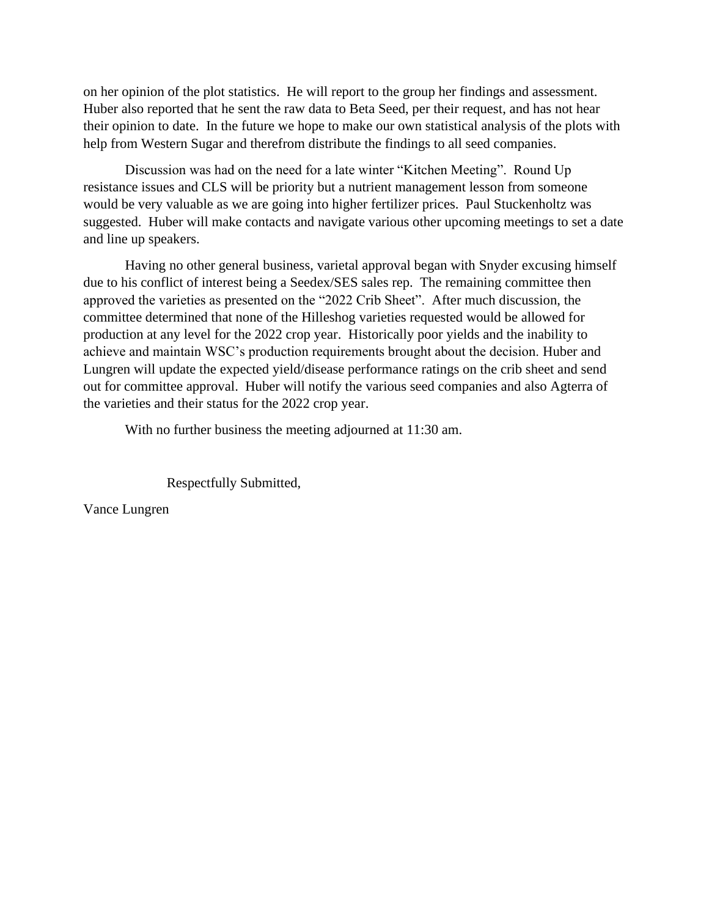on her opinion of the plot statistics.  He will report to the group her findings and assessment.  Huber also reported that he sent the raw data to Beta Seed, per their request, and has not hear their opinion to date.  In the future we hope to make our own statistical analysis of the plots with help from Western Sugar and therefrom distribute the findings to all seed companies.

Discussion was had on the need for a late winter "Kitchen Meeting".  Round Up resistance issues and CLS will be priority but a nutrient management lesson from someone would be very valuable as we are going into higher fertilizer prices.  Paul Stuckenholtz was suggested.  Huber will make contacts and navigate various other upcoming meetings to set a date and line up speakers.

Having no other general business, varietal approval began with Snyder excusing himself due to his conflict of interest being a Seedex/SES sales rep.  The remaining committee then approved the varieties as presented on the "2022 Crib Sheet".  After much discussion, the committee determined that none of the Hilleshog varieties requested would be allowed for production at any level for the 2022 crop year.  Historically poor yields and the inability to achieve and maintain WSC's production requirements brought about the decision. Huber and Lungren will update the expected yield/disease performance ratings on the crib sheet and send out for committee approval.  Huber will notify the various seed companies and also Agterra of the varieties and their status for the 2022 crop year.

With no further business the meeting adjourned at 11:30 am.

Respectfully Submitted,

Vance Lungren